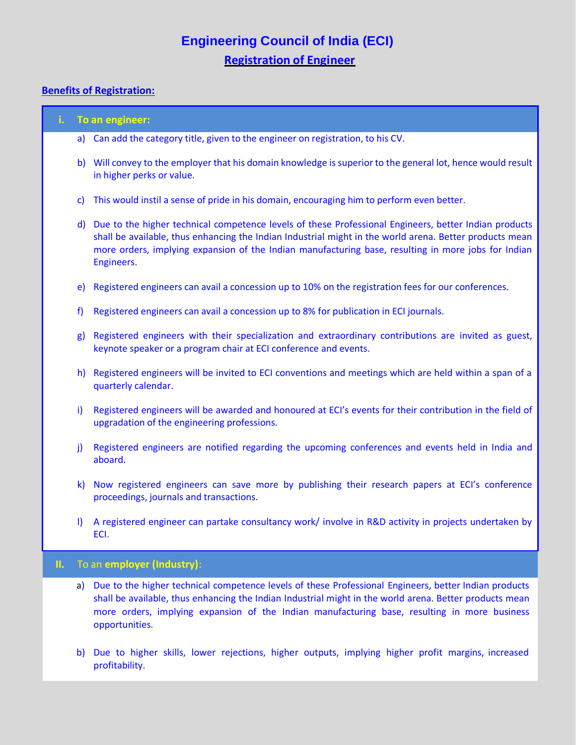# Engineering Council of India (ECI)

## Registration of Engineer

**Benefits of Registration:**

### i. To an engineer:

a) Can add the category title, given to the engineer on registration, to his CV.

b) Will convey to the employer that his domain knowledge is superior to the general lot, hence would result in higher perks or value.

c) This would instil a sense of pride in his domain, encouraging him to perform even better.

d) Due to the higher technical competence levels of these Professional Engineers, better Indian products shall be available, thus enhancing the Indian Industrial might in the world arena. Better products mean more orders, implying expansion of the Indian manufacturing base, resulting in more jobs for Indian Engineers.

e) Registered engineers can avail a concession up to 10% on the registration fees for our conferences.

f) Registered engineers can avail a concession up to 8% for publication in ECI journals.

g) Registered engineers with their specialization and extraordinary contributions are invited as guest, keynote speaker or a program chair at ECI conference and events.

h) Registered engineers will be invited to ECI conventions and meetings which are held within a span of a quarterly calendar.

i) Registered engineers will be awarded and honoured at ECI's events for their contribution in the field of upgradation of the engineering professions.

j) Registered engineers are notified regarding the upcoming conferences and events held in India and aboard.

k) Now registered engineers can save more by publishing their research papers at ECI's conference proceedings, journals and transactions.

l) A registered engineer can partake consultancy work/ involve in R&D activity in projects undertaken by ECI.

### II. To an **employer (Industry)**:

a) Due to the higher technical competence levels of these Professional Engineers, better Indian products shall be available, thus enhancing the Indian Industrial might in the world arena. Better products mean more orders, implying expansion of the Indian manufacturing base, resulting in more business opportunities.

b) Due to higher skills, lower rejections, higher outputs, implying higher profit margins, increased profitability.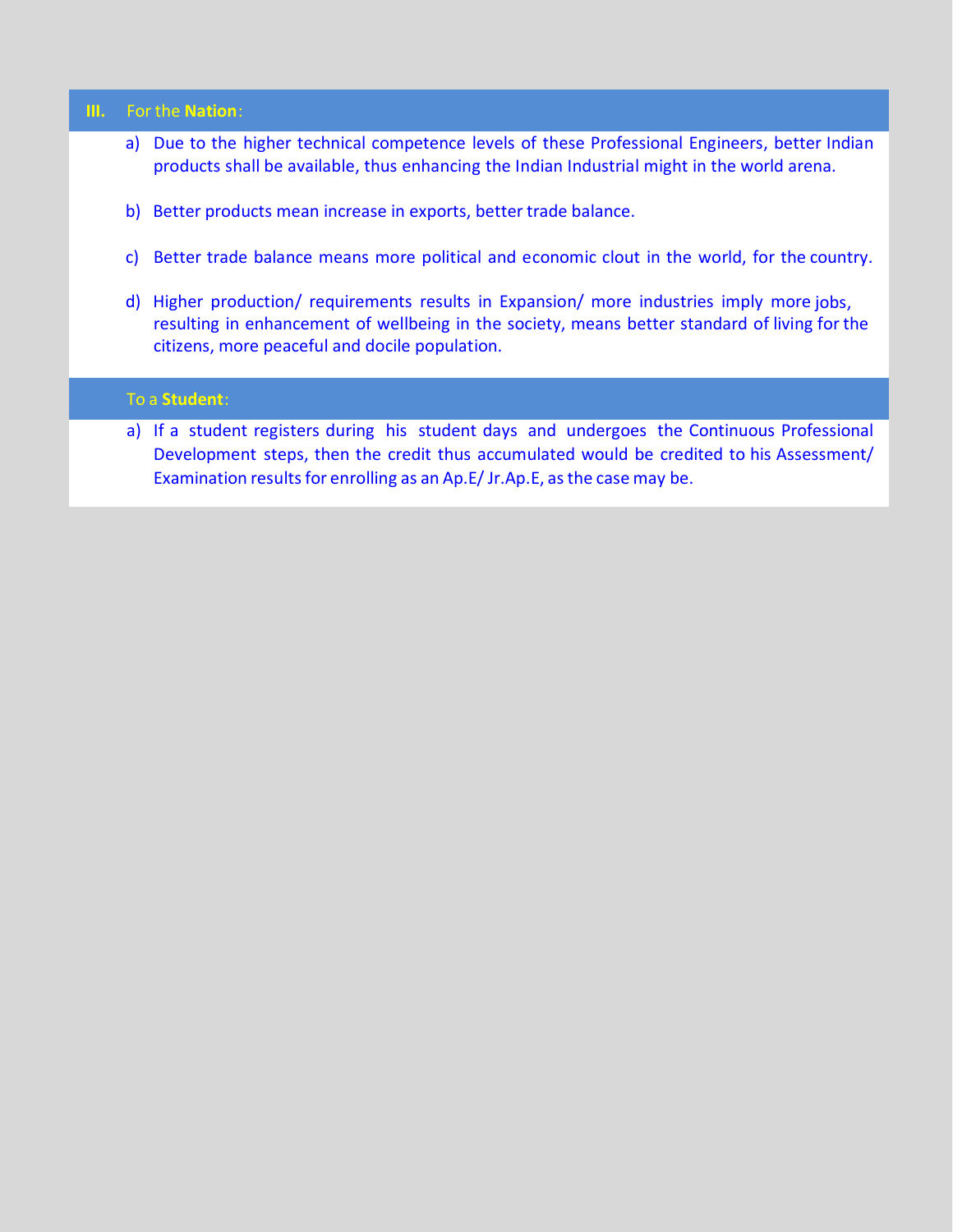## III. For the **Nation**:

a) Due to the higher technical competence levels of these Professional Engineers, better Indian products shall be available, thus enhancing the Indian Industrial might in the world arena.

b) Better products mean increase in exports, better trade balance.

c) Better trade balance means more political and economic clout in the world, for the country.

d) Higher production/ requirements results in Expansion/ more industries imply more jobs, resulting in enhancement of wellbeing in the society, means better standard of living for the citizens, more peaceful and docile population.

## To a **Student**:

a) If a student registers during his student days and undergoes the Continuous Professional Development steps, then the credit thus accumulated would be credited to his Assessment/ Examination results for enrolling as an Ap.E/ Jr.Ap.E, as the case may be.